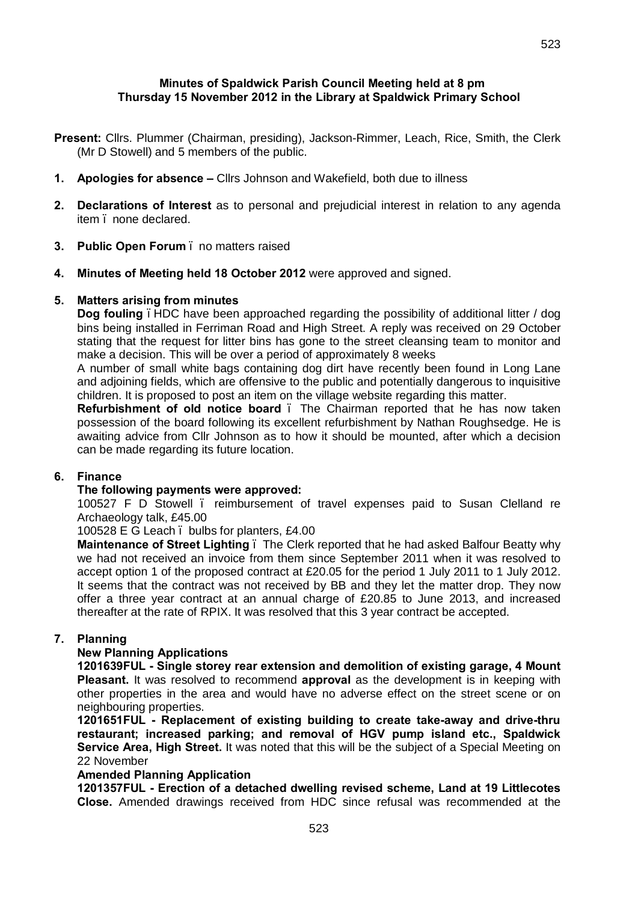**Minutes of Spaldwick Parish Council Meeting held at 8 pm**
**Thursday 15 November 2012 in the Library at Spaldwick Primary School**

**Present:** Cllrs. Plummer (Chairman, presiding), Jackson-Rimmer, Leach, Rice, Smith, the Clerk (Mr D Stowell) and 5 members of the public.

1. **Apologies for absence –** Cllrs Johnson and Wakefield, both due to illness

2. **Declarations of Interest** as to personal and prejudicial interest in relation to any agenda item – none declared.

3. **Public Open Forum** – no matters raised

4. **Minutes of Meeting held 18 October 2012** were approved and signed.

5. **Matters arising from minutes**

   **Dog fouling** – HDC have been approached regarding the possibility of additional litter / dog bins being installed in Ferriman Road and High Street. A reply was received on 29 October stating that the request for litter bins has gone to the street cleansing team to monitor and make a decision. This will be over a period of approximately 8 weeks

   A number of small white bags containing dog dirt have recently been found in Long Lane and adjoining fields, which are offensive to the public and potentially dangerous to inquisitive children. It is proposed to post an item on the village website regarding this matter.

   **Refurbishment of old notice board** – The Chairman reported that he has now taken possession of the board following its excellent refurbishment by Nathan Roughsedge. He is awaiting advice from Cllr Johnson as to how it should be mounted, after which a decision can be made regarding its future location.

6. **Finance**

   **The following payments were approved:**

   100527 F D Stowell – reimbursement of travel expenses paid to Susan Clelland re Archaeology talk, £45.00

   100528 E G Leach – bulbs for planters, £4.00

   **Maintenance of Street Lighting** – The Clerk reported that he had asked Balfour Beatty why we had not received an invoice from them since September 2011 when it was resolved to accept option 1 of the proposed contract at £20.05 for the period 1 July 2011 to 1 July 2012. It seems that the contract was not received by BB and they let the matter drop. They now offer a three year contract at an annual charge of £20.85 to June 2013, and increased thereafter at the rate of RPIX. It was resolved that this 3 year contract be accepted.

7. **Planning**

   **New Planning Applications**

   **1201639FUL - Single storey rear extension and demolition of existing garage, 4 Mount Pleasant.** It was resolved to recommend **approval** as the development is in keeping with other properties in the area and would have no adverse effect on the street scene or on neighbouring properties.

   **1201651FUL - Replacement of existing building to create take-away and drive-thru restaurant; increased parking; and removal of HGV pump island etc., Spaldwick Service Area, High Street.** It was noted that this will be the subject of a Special Meeting on 22 November

   **Amended Planning Application**

   **1201357FUL - Erection of a detached dwelling revised scheme, Land at 19 Littlecotes Close.** Amended drawings received from HDC since refusal was recommended at the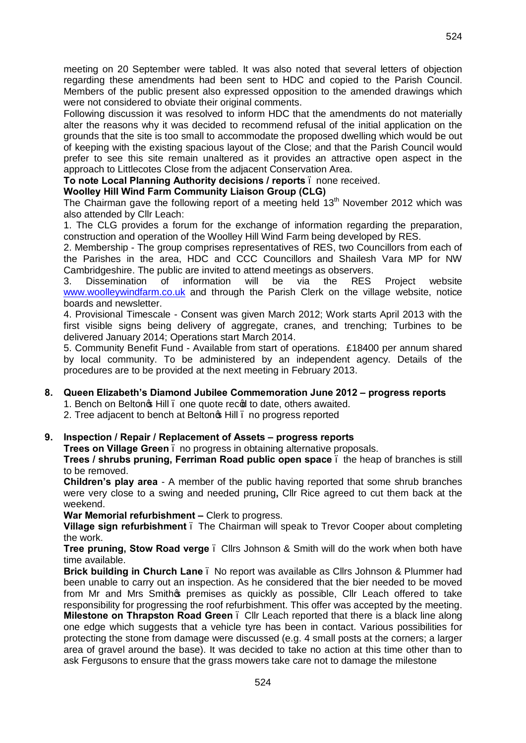meeting on 20 September were tabled. It was also noted that several letters of objection regarding these amendments had been sent to HDC and copied to the Parish Council. Members of the public present also expressed opposition to the amended drawings which were not considered to obviate their original comments.

Following discussion it was resolved to inform HDC that the amendments do not materially alter the reasons why it was decided to recommend refusal of the initial application on the grounds that the site is too small to accommodate the proposed dwelling which would be out of keeping with the existing spacious layout of the Close; and that the Parish Council would prefer to see this site remain unaltered as it provides an attractive open aspect in the approach to Littlecotes Close from the adjacent Conservation Area.

**To note Local Planning Authority decisions / reports** – none received.

**Woolley Hill Wind Farm Community Liaison Group (CLG)**

The Chairman gave the following report of a meeting held 13th November 2012 which was also attended by Cllr Leach:

1. The CLG provides a forum for the exchange of information regarding the preparation, construction and operation of the Woolley Hill Wind Farm being developed by RES.
2. Membership - The group comprises representatives of RES, two Councillors from each of the Parishes in the area, HDC and CCC Councillors and Shailesh Vara MP for NW Cambridgeshire. The public are invited to attend meetings as observers.
3. Dissemination of information will be via the RES Project website www.woolleywindfarm.co.uk and through the Parish Clerk on the village website, notice boards and newsletter.
4. Provisional Timescale - Consent was given March 2012; Work starts April 2013 with the first visible signs being delivery of aggregate, cranes, and trenching; Turbines to be delivered January 2014; Operations start March 2014.
5. Community Benefit Fund - Available from start of operations. £18400 per annum shared by local community. To be administered by an independent agency. Details of the procedures are to be provided at the next meeting in February 2013.

**8. Queen Elizabeth's Diamond Jubilee Commemoration June 2012 – progress reports**

1. Bench on Belton's Hill – one quote rec'd to date, others awaited.
2. Tree adjacent to bench at Belton's Hill – no progress reported

**9. Inspection / Repair / Replacement of Assets – progress reports**

**Trees on Village Green** – no progress in obtaining alternative proposals.

**Trees / shrubs pruning, Ferriman Road public open space** – the heap of branches is still to be removed.

**Children's play area** - A member of the public having reported that some shrub branches were very close to a swing and needed pruning**,** Cllr Rice agreed to cut them back at the weekend.

**War Memorial refurbishment –** Clerk to progress.

**Village sign refurbishment** – The Chairman will speak to Trevor Cooper about completing the work.

**Tree pruning, Stow Road verge** – Cllrs Johnson & Smith will do the work when both have time available.

**Brick building in Church Lane** – No report was available as Cllrs Johnson & Plummer had been unable to carry out an inspection. As he considered that the bier needed to be moved from Mr and Mrs Smith's premises as quickly as possible, Cllr Leach offered to take responsibility for progressing the roof refurbishment. This offer was accepted by the meeting.

**Milestone on Thrapston Road Green** – Cllr Leach reported that there is a black line along one edge which suggests that a vehicle tyre has been in contact. Various possibilities for protecting the stone from damage were discussed (e.g. 4 small posts at the corners; a larger area of gravel around the base). It was decided to take no action at this time other than to ask Fergusons to ensure that the grass mowers take care not to damage the milestone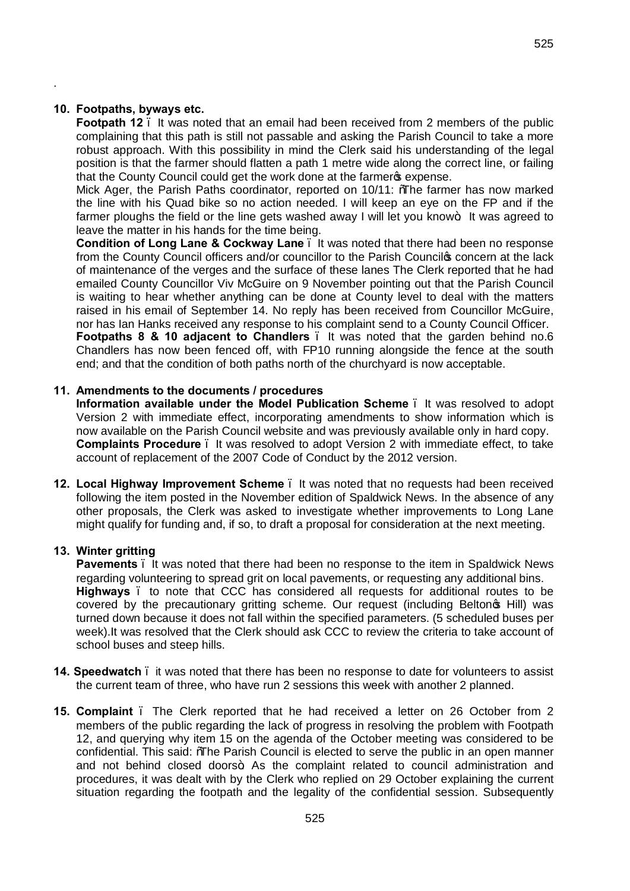## 10. Footpaths, byways etc.

**Footpath 12** – It was noted that an email had been received from 2 members of the public complaining that this path is still not passable and asking the Parish Council to take a more robust approach. With this possibility in mind the Clerk said his understanding of the legal position is that the farmer should flatten a path 1 metre wide along the correct line, or failing that the County Council could get the work done at the farmer's expense.

Mick Ager, the Parish Paths coordinator, reported on 10/11: "The farmer has now marked the line with his Quad bike so no action needed. I will keep an eye on the FP and if the farmer ploughs the field or the line gets washed away I will let you know". It was agreed to leave the matter in his hands for the time being.

**Condition of Long Lane & Cockway Lane** – It was noted that there had been no response from the County Council officers and/or councillor to the Parish Council's concern at the lack of maintenance of the verges and the surface of these lanes The Clerk reported that he had emailed County Councillor Viv McGuire on 9 November pointing out that the Parish Council is waiting to hear whether anything can be done at County level to deal with the matters raised in his email of September 14. No reply has been received from Councillor McGuire, nor has Ian Hanks received any response to his complaint send to a County Council Officer.

**Footpaths 8 & 10 adjacent to Chandlers** – It was noted that the garden behind no.6 Chandlers has now been fenced off, with FP10 running alongside the fence at the south end; and that the condition of both paths north of the churchyard is now acceptable.

## 11. Amendments to the documents / procedures

**Information available under the Model Publication Scheme** – It was resolved to adopt Version 2 with immediate effect, incorporating amendments to show information which is now available on the Parish Council website and was previously available only in hard copy.

**Complaints Procedure** – It was resolved to adopt Version 2 with immediate effect, to take account of replacement of the 2007 Code of Conduct by the 2012 version.

## 12. Local Highway Improvement Scheme

**Local Highway Improvement Scheme** – It was noted that no requests had been received following the item posted in the November edition of Spaldwick News. In the absence of any other proposals, the Clerk was asked to investigate whether improvements to Long Lane might qualify for funding and, if so, to draft a proposal for consideration at the next meeting.

## 13. Winter gritting

**Pavements** – It was noted that there had been no response to the item in Spaldwick News regarding volunteering to spread grit on local pavements, or requesting any additional bins.

**Highways** – to note that CCC has considered all requests for additional routes to be covered by the precautionary gritting scheme. Our request (including Belton's Hill) was turned down because it does not fall within the specified parameters. (5 scheduled buses per week).It was resolved that the Clerk should ask CCC to review the criteria to take account of school buses and steep hills.

## 14. Speedwatch

**Speedwatch** – it was noted that there has been no response to date for volunteers to assist the current team of three, who have run 2 sessions this week with another 2 planned.

## 15. Complaint

**Complaint** – The Clerk reported that he had received a letter on 26 October from 2 members of the public regarding the lack of progress in resolving the problem with Footpath 12, and querying why item 15 on the agenda of the October meeting was considered to be confidential. This said: "The Parish Council is elected to serve the public in an open manner and not behind closed doors". As the complaint related to council administration and procedures, it was dealt with by the Clerk who replied on 29 October explaining the current situation regarding the footpath and the legality of the confidential session. Subsequently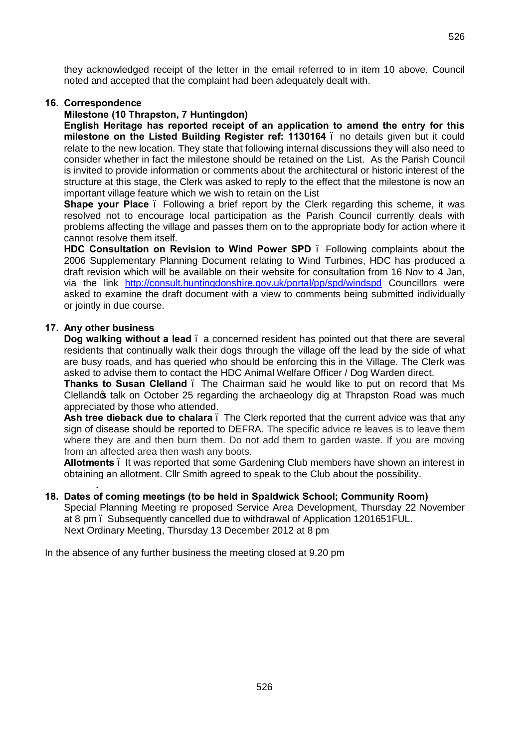they acknowledged receipt of the letter in the email referred to in item 10 above. Council noted and accepted that the complaint had been adequately dealt with.

**16. Correspondence**

**Milestone (10 Thrapston, 7 Huntingdon)**

**English Heritage has reported receipt of an application to amend the entry for this milestone on the Listed Building Register ref: 1130164** – no details given but it could relate to the new location. They state that following internal discussions they will also need to consider whether in fact the milestone should be retained on the List. As the Parish Council is invited to provide information or comments about the architectural or historic interest of the structure at this stage, the Clerk was asked to reply to the effect that the milestone is now an important village feature which we wish to retain on the List

**Shape your Place** – Following a brief report by the Clerk regarding this scheme, it was resolved not to encourage local participation as the Parish Council currently deals with problems affecting the village and passes them on to the appropriate body for action where it cannot resolve them itself.

**HDC Consultation on Revision to Wind Power SPD** – Following complaints about the 2006 Supplementary Planning Document relating to Wind Turbines, HDC has produced a draft revision which will be available on their website for consultation from 16 Nov to 4 Jan, via the link http://consult.huntingdonshire.gov.uk/portal/pp/spd/windspd Councillors were asked to examine the draft document with a view to comments being submitted individually or jointly in due course.

**17. Any other business**

**Dog walking without a lead** – a concerned resident has pointed out that there are several residents that continually walk their dogs through the village off the lead by the side of what are busy roads, and has queried who should be enforcing this in the Village. The Clerk was asked to advise them to contact the HDC Animal Welfare Officer / Dog Warden direct.

**Thanks to Susan Clelland** – The Chairman said he would like to put on record that Ms Clelland's talk on October 25 regarding the archaeology dig at Thrapston Road was much appreciated by those who attended.

**Ash tree dieback due to chalara** – The Clerk reported that the current advice was that any sign of disease should be reported to DEFRA. The specific advice re leaves is to leave them where they are and then burn them. Do not add them to garden waste. If you are moving from an affected area then wash any boots.

**Allotments** – It was reported that some Gardening Club members have shown an interest in obtaining an allotment. Cllr Smith agreed to speak to the Club about the possibility.

**18. Dates of coming meetings (to be held in Spaldwick School; Community Room)**

Special Planning Meeting re proposed Service Area Development, Thursday 22 November at 8 pm – Subsequently cancelled due to withdrawal of Application 1201651FUL.

Next Ordinary Meeting, Thursday 13 December 2012 at 8 pm

In the absence of any further business the meeting closed at 9.20 pm